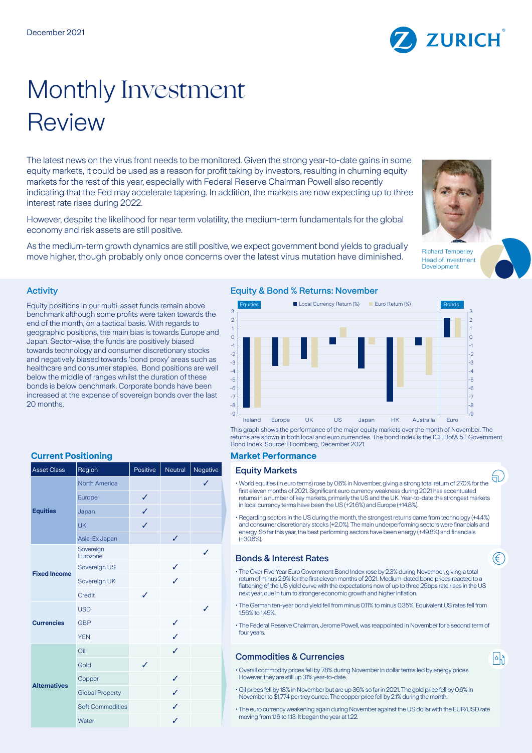December 2021

# Monthly Investment Review

The latest news on the virus front needs to be monitored. Given the strong year-to-date gains in some equity markets, it could be used as a reason for profit taking by investors, resulting in churning equity markets for the rest of this year, especially with Federal Reserve Chairman Powell also recently indicating that the Fed may accelerate tapering. In addition, the markets are now expecting up to three interest rate rises during 2022.

However, despite the likelihood for near term volatility, the medium-term fundamentals for the global economy and risk assets are still positive.

As the medium-term growth dynamics are still positive, we expect government bond yields to gradually move higher, though probably only once concerns over the latest virus mutation have diminished.

Richard Temperley
Head of Investment Development

## Activity

Equity positions in our multi-asset funds remain above benchmark although some profits were taken towards the end of the month, on a tactical basis. With regards to geographic positions, the main bias is towards Europe and Japan. Sector-wise, the funds are positively biased towards technology and consumer discretionary stocks and negatively biased towards 'bond proxy' areas such as healthcare and consumer staples. Bond positions are well below the middle of ranges whilst the duration of these bonds is below benchmark. Corporate bonds have been increased at the expense of sovereign bonds over the last 20 months.

## Equity & Bond % Returns: November

This graph shows the performance of the major equity markets over the month of November. The returns are shown in both local and euro currencies. The bond index is the ICE BofA 5+ Government Bond Index. Source: Bloomberg, December 2021.

## Current Positioning

| Asset Class | Region | Positive | Neutral | Negative |
|---|---|---|---|---|
| Equities | North America | | | ✓ |
| | Europe | ✓ | | |
| | Japan | ✓ | | |
| | UK | ✓ | | |
| | Asia-Ex Japan | | ✓ | |
| Fixed Income | Sovereign Eurozone | | | ✓ |
| | Sovereign US | | ✓ | |
| | Sovereign UK | | ✓ | |
| | Credit | ✓ | | |
| Currencies | USD | | | ✓ |
| | GBP | | ✓ | |
| | YEN | | ✓ | |
| Alternatives | Oil | | ✓ | |
| | Gold | ✓ | | |
| | Copper | | ✓ | |
| | Global Property | | ✓ | |
| | Soft Commodities | | ✓ | |
| | Water | | ✓ | |

## Market Performance

### Equity Markets

- World equities (in euro terms) rose by 0.6% in November, giving a strong total return of 27.0% for the first eleven months of 2021. Significant euro currency weakness during 2021 has accentuated returns in a number of key markets, primarily the US and the UK. Year-to-date the strongest markets in local currency terms have been the US (+21.6%) and Europe (+14.8%).
- Regarding sectors in the US during the month, the strongest returns came from technology (+4.4%) and consumer discretionary stocks (+2.0%). The main underperforming sectors were financials and energy. So far this year, the best performing sectors have been energy (+49.8%) and financials (+30.6%).

### Bonds & Interest Rates

- The Over Five Year Euro Government Bond Index rose by 2.3% during November, giving a total return of minus 2.6% for the first eleven months of 2021. Medium-dated bond prices reacted to a flattening of the US yield curve with the expectations now of up to three 25bps rate rises in the US next year, due in turn to stronger economic growth and higher inflation.
- The German ten-year bond yield fell from minus 0.11% to minus 0.35%. Equivalent US rates fell from 1.56% to 1.45%.
- The Federal Reserve Chairman, Jerome Powell, was reappointed in November for a second term of four years.

### Commodities & Currencies

- Overall commodity prices fell by 7.8% during November in dollar terms led by energy prices. However, they are still up 31% year-to-date.
- Oil prices fell by 18% in November but are up 36% so far in 2021. The gold price fell by 0.6% in November to $1,774 per troy ounce. The copper price fell by 2.1% during the month.
- The euro currency weakening again during November against the US dollar with the EUR/USD rate moving from 1.16 to 1.13. It began the year at 1.22.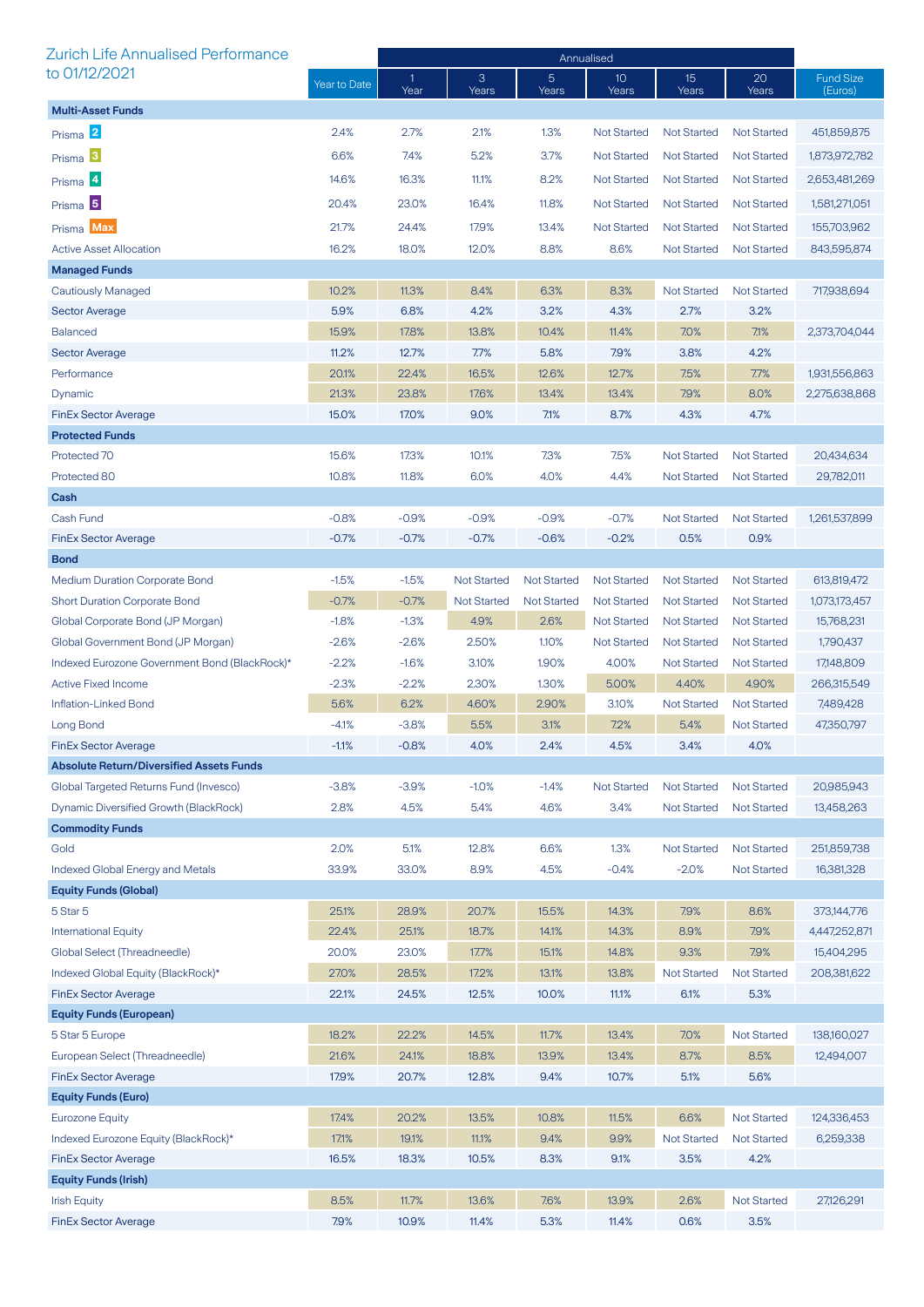# Zurich Life Annualised Performance to 01/12/2021

| | Year to Date | Annualised 1 Year | 3 Years | 5 Years | 10 Years | 15 Years | 20 Years | Fund Size (Euros) |
|---|---|---|---|---|---|---|---|---|
| **Multi-Asset Funds** | | | | | | | | |
| Prisma 2 | 2.4% | 2.7% | 2.1% | 1.3% | Not Started | Not Started | Not Started | 451,859,875 |
| Prisma 3 | 6.6% | 7.4% | 5.2% | 3.7% | Not Started | Not Started | Not Started | 1,873,972,782 |
| Prisma 4 | 14.6% | 16.3% | 11.1% | 8.2% | Not Started | Not Started | Not Started | 2,653,481,269 |
| Prisma 5 | 20.4% | 23.0% | 16.4% | 11.8% | Not Started | Not Started | Not Started | 1,581,271,051 |
| Prisma Max | 21.7% | 24.4% | 17.9% | 13.4% | Not Started | Not Started | Not Started | 155,703,962 |
| Active Asset Allocation | 16.2% | 18.0% | 12.0% | 8.8% | 8.6% | Not Started | Not Started | 843,595,874 |
| **Managed Funds** | | | | | | | | |
| Cautiously Managed | 10.2% | 11.3% | 8.4% | 6.3% | 8.3% | Not Started | Not Started | 717,938,694 |
| Sector Average | 5.9% | 6.8% | 4.2% | 3.2% | 4.3% | 2.7% | 3.2% | |
| Balanced | 15.9% | 17.8% | 13.8% | 10.4% | 11.4% | 7.0% | 7.1% | 2,373,704,044 |
| Sector Average | 11.2% | 12.7% | 7.7% | 5.8% | 7.9% | 3.8% | 4.2% | |
| Performance | 20.1% | 22.4% | 16.5% | 12.6% | 12.7% | 7.5% | 7.7% | 1,931,556,863 |
| Dynamic | 21.3% | 23.8% | 17.6% | 13.4% | 13.4% | 7.9% | 8.0% | 2,275,638,868 |
| FinEx Sector Average | 15.0% | 17.0% | 9.0% | 7.1% | 8.7% | 4.3% | 4.7% | |
| **Protected Funds** | | | | | | | | |
| Protected 70 | 15.6% | 17.3% | 10.1% | 7.3% | 7.5% | Not Started | Not Started | 20,434,634 |
| Protected 80 | 10.8% | 11.8% | 6.0% | 4.0% | 4.4% | Not Started | Not Started | 29,782,011 |
| **Cash** | | | | | | | | |
| Cash Fund | -0.8% | -0.9% | -0.9% | -0.9% | -0.7% | Not Started | Not Started | 1,261,537,899 |
| FinEx Sector Average | -0.7% | -0.7% | -0.7% | -0.6% | -0.2% | 0.5% | 0.9% | |
| **Bond** | | | | | | | | |
| Medium Duration Corporate Bond | -1.5% | -1.5% | Not Started | Not Started | Not Started | Not Started | Not Started | 613,819,472 |
| Short Duration Corporate Bond | -0.7% | -0.7% | Not Started | Not Started | Not Started | Not Started | Not Started | 1,073,173,457 |
| Global Corporate Bond (JP Morgan) | -1.8% | -1.3% | 4.9% | 2.6% | Not Started | Not Started | Not Started | 15,768,231 |
| Global Government Bond (JP Morgan) | -2.6% | -2.6% | 2.50% | 1.10% | Not Started | Not Started | Not Started | 1,790,437 |
| Indexed Eurozone Government Bond (BlackRock)* | -2.2% | -1.6% | 3.10% | 1.90% | 4.00% | Not Started | Not Started | 17,148,809 |
| Active Fixed Income | -2.3% | -2.2% | 2.30% | 1.30% | 5.00% | 4.40% | 4.90% | 266,315,549 |
| Inflation-Linked Bond | 5.6% | 6.2% | 4.60% | 2.90% | 3.10% | Not Started | Not Started | 7,489,428 |
| Long Bond | -4.1% | -3.8% | 5.5% | 3.1% | 7.2% | 5.4% | Not Started | 47,350,797 |
| FinEx Sector Average | -1.1% | -0.8% | 4.0% | 2.4% | 4.5% | 3.4% | 4.0% | |
| **Absolute Return/Diversified Assets Funds** | | | | | | | | |
| Global Targeted Returns Fund (Invesco) | -3.8% | -3.9% | -1.0% | -1.4% | Not Started | Not Started | Not Started | 20,985,943 |
| Dynamic Diversified Growth (BlackRock) | 2.8% | 4.5% | 5.4% | 4.6% | 3.4% | Not Started | Not Started | 13,458,263 |
| **Commodity Funds** | | | | | | | | |
| Gold | 2.0% | 5.1% | 12.8% | 6.6% | 1.3% | Not Started | Not Started | 251,859,738 |
| Indexed Global Energy and Metals | 33.9% | 33.0% | 8.9% | 4.5% | -0.4% | -2.0% | Not Started | 16,381,328 |
| **Equity Funds (Global)** | | | | | | | | |
| 5 Star 5 | 25.1% | 28.9% | 20.7% | 15.5% | 14.3% | 7.9% | 8.6% | 373,144,776 |
| International Equity | 22.4% | 25.1% | 18.7% | 14.1% | 14.3% | 8.9% | 7.9% | 4,447,252,871 |
| Global Select (Threadneedle) | 20.0% | 23.0% | 17.7% | 15.1% | 14.8% | 9.3% | 7.9% | 15,404,295 |
| Indexed Global Equity (BlackRock)* | 27.0% | 28.5% | 17.2% | 13.1% | 13.8% | Not Started | Not Started | 208,381,622 |
| FinEx Sector Average | 22.1% | 24.5% | 12.5% | 10.0% | 11.1% | 6.1% | 5.3% | |
| **Equity Funds (European)** | | | | | | | | |
| 5 Star 5 Europe | 18.2% | 22.2% | 14.5% | 11.7% | 13.4% | 7.0% | Not Started | 138,160,027 |
| European Select (Threadneedle) | 21.6% | 24.1% | 18.8% | 13.9% | 13.4% | 8.7% | 8.5% | 12,494,007 |
| FinEx Sector Average | 17.9% | 20.7% | 12.8% | 9.4% | 10.7% | 5.1% | 5.6% | |
| **Equity Funds (Euro)** | | | | | | | | |
| Eurozone Equity | 17.4% | 20.2% | 13.5% | 10.8% | 11.5% | 6.6% | Not Started | 124,336,453 |
| Indexed Eurozone Equity (BlackRock)* | 17.1% | 19.1% | 11.1% | 9.4% | 9.9% | Not Started | Not Started | 6,259,338 |
| FinEx Sector Average | 16.5% | 18.3% | 10.5% | 8.3% | 9.1% | 3.5% | 4.2% | |
| **Equity Funds (Irish)** | | | | | | | | |
| Irish Equity | 8.5% | 11.7% | 13.6% | 7.6% | 13.9% | 2.6% | Not Started | 27,126,291 |
| FinEx Sector Average | 7.9% | 10.9% | 11.4% | 5.3% | 11.4% | 0.6% | 3.5% | |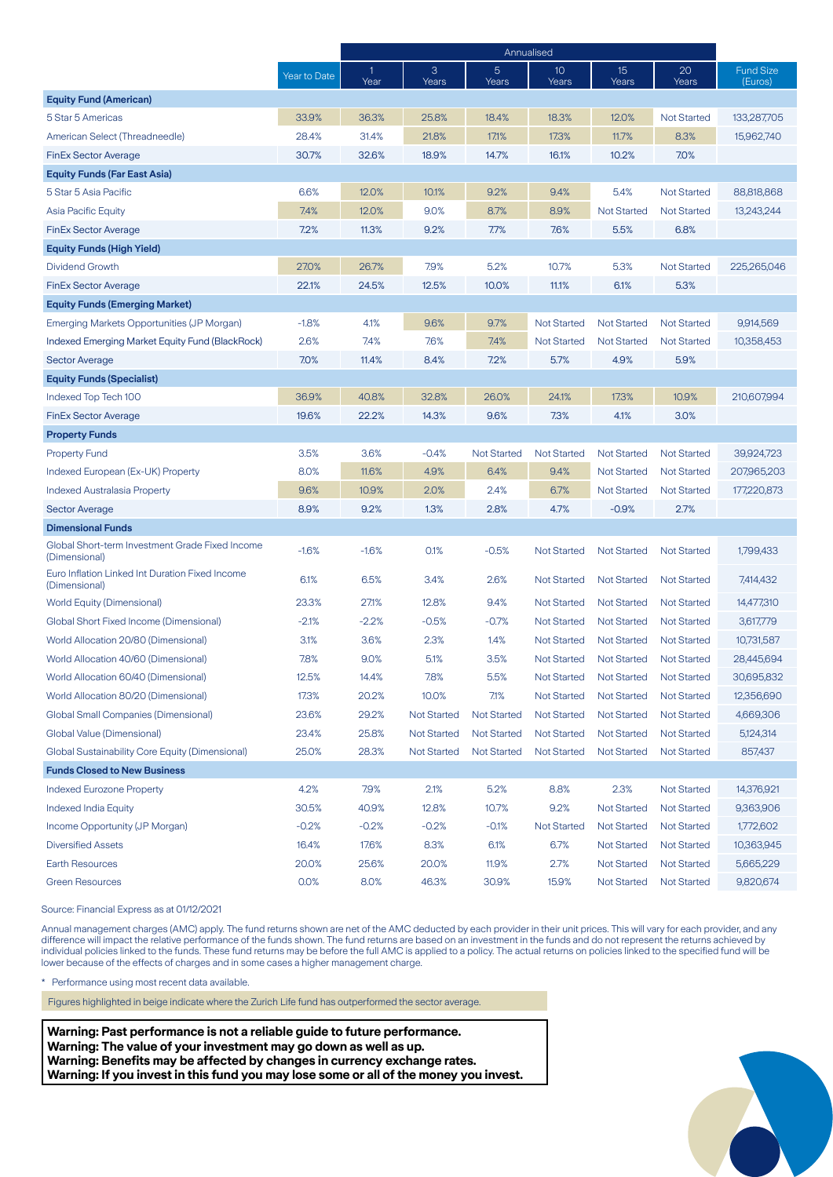| | Year to Date | Annualised | | | | | | Fund Size (Euros) |
|---|---|---|---|---|---|---|---|---|
| | | 1 Year | 3 Years | 5 Years | 10 Years | 15 Years | 20 Years | |
| **Equity Fund (American)** | | | | | | | | |
| 5 Star 5 Americas | 33.9% | 36.3% | 25.8% | 18.4% | 18.3% | 12.0% | Not Started | 133,287,705 |
| American Select (Threadneedle) | 28.4% | 31.4% | 21.8% | 17.1% | 17.3% | 11.7% | 8.3% | 15,962,740 |
| FinEx Sector Average | 30.7% | 32.6% | 18.9% | 14.7% | 16.1% | 10.2% | 7.0% | |
| **Equity Funds (Far East Asia)** | | | | | | | | |
| 5 Star 5 Asia Pacific | 6.6% | 12.0% | 10.1% | 9.2% | 9.4% | 5.4% | Not Started | 88,818,868 |
| Asia Pacific Equity | 7.4% | 12.0% | 9.0% | 8.7% | 8.9% | Not Started | Not Started | 13,243,244 |
| FinEx Sector Average | 7.2% | 11.3% | 9.2% | 7.7% | 7.6% | 5.5% | 6.8% | |
| **Equity Funds (High Yield)** | | | | | | | | |
| Dividend Growth | 27.0% | 26.7% | 7.9% | 5.2% | 10.7% | 5.3% | Not Started | 225,265,046 |
| FinEx Sector Average | 22.1% | 24.5% | 12.5% | 10.0% | 11.1% | 6.1% | 5.3% | |
| **Equity Funds (Emerging Market)** | | | | | | | | |
| Emerging Markets Opportunities (JP Morgan) | -1.8% | 4.1% | 9.6% | 9.7% | Not Started | Not Started | Not Started | 9,914,569 |
| Indexed Emerging Market Equity Fund (BlackRock) | 2.6% | 7.4% | 7.6% | 7.4% | Not Started | Not Started | Not Started | 10,358,453 |
| Sector Average | 7.0% | 11.4% | 8.4% | 7.2% | 5.7% | 4.9% | 5.9% | |
| **Equity Funds (Specialist)** | | | | | | | | |
| Indexed Top Tech 100 | 36.9% | 40.8% | 32.8% | 26.0% | 24.1% | 17.3% | 10.9% | 210,607,994 |
| FinEx Sector Average | 19.6% | 22.2% | 14.3% | 9.6% | 7.3% | 4.1% | 3.0% | |
| **Property Funds** | | | | | | | | |
| Property Fund | 3.5% | 3.6% | -0.4% | Not Started | Not Started | Not Started | Not Started | 39,924,723 |
| Indexed European (Ex-UK) Property | 8.0% | 11.6% | 4.9% | 6.4% | 9.4% | Not Started | Not Started | 207,965,203 |
| Indexed Australasia Property | 9.6% | 10.9% | 2.0% | 2.4% | 6.7% | Not Started | Not Started | 177,220,873 |
| Sector Average | 8.9% | 9.2% | 1.3% | 2.8% | 4.7% | -0.9% | 2.7% | |
| **Dimensional Funds** | | | | | | | | |
| Global Short-term Investment Grade Fixed Income (Dimensional) | -1.6% | -1.6% | 0.1% | -0.5% | Not Started | Not Started | Not Started | 1,799,433 |
| Euro Inflation Linked Int Duration Fixed Income (Dimensional) | 6.1% | 6.5% | 3.4% | 2.6% | Not Started | Not Started | Not Started | 7,414,432 |
| World Equity (Dimensional) | 23.3% | 27.1% | 12.8% | 9.4% | Not Started | Not Started | Not Started | 14,477,310 |
| Global Short Fixed Income (Dimensional) | -2.1% | -2.2% | -0.5% | -0.7% | Not Started | Not Started | Not Started | 3,617,779 |
| World Allocation 20/80 (Dimensional) | 3.1% | 3.6% | 2.3% | 1.4% | Not Started | Not Started | Not Started | 10,731,587 |
| World Allocation 40/60 (Dimensional) | 7.8% | 9.0% | 5.1% | 3.5% | Not Started | Not Started | Not Started | 28,445,694 |
| World Allocation 60/40 (Dimensional) | 12.5% | 14.4% | 7.8% | 5.5% | Not Started | Not Started | Not Started | 30,695,832 |
| World Allocation 80/20 (Dimensional) | 17.3% | 20.2% | 10.0% | 7.1% | Not Started | Not Started | Not Started | 12,356,690 |
| Global Small Companies (Dimensional) | 23.6% | 29.2% | Not Started | Not Started | Not Started | Not Started | Not Started | 4,669,306 |
| Global Value (Dimensional) | 23.4% | 25.8% | Not Started | Not Started | Not Started | Not Started | Not Started | 5,124,314 |
| Global Sustainability Core Equity (Dimensional) | 25.0% | 28.3% | Not Started | Not Started | Not Started | Not Started | Not Started | 857,437 |
| **Funds Closed to New Business** | | | | | | | | |
| Indexed Eurozone Property | 4.2% | 7.9% | 2.1% | 5.2% | 8.8% | 2.3% | Not Started | 14,376,921 |
| Indexed India Equity | 30.5% | 40.9% | 12.8% | 10.7% | 9.2% | Not Started | Not Started | 9,363,906 |
| Income Opportunity (JP Morgan) | -0.2% | -0.2% | -0.2% | -0.1% | Not Started | Not Started | Not Started | 1,772,602 |
| Diversified Assets | 16.4% | 17.6% | 8.3% | 6.1% | 6.7% | Not Started | Not Started | 10,363,945 |
| Earth Resources | 20.0% | 25.6% | 20.0% | 11.9% | 2.7% | Not Started | Not Started | 5,665,229 |
| Green Resources | 0.0% | 8.0% | 46.3% | 30.9% | 15.9% | Not Started | Not Started | 9,820,674 |

Source: Financial Express as at 01/12/2021

Annual management charges (AMC) apply. The fund returns shown are net of the AMC deducted by each provider in their unit prices. This will vary for each provider, and any difference will impact the relative performance of the funds shown. The fund returns are based on an investment in the funds and do not represent the returns achieved by individual policies linked to the funds. These fund returns may be before the full AMC is applied to a policy. The actual returns on policies linked to the specified fund will be lower because of the effects of charges and in some cases a higher management charge.

* Performance using most recent data available.

Figures highlighted in beige indicate where the Zurich Life fund has outperformed the sector average.

**Warning: Past performance is not a reliable guide to future performance.**
**Warning: The value of your investment may go down as well as up.**
**Warning: Benefits may be affected by changes in currency exchange rates.**
**Warning: If you invest in this fund you may lose some or all of the money you invest.**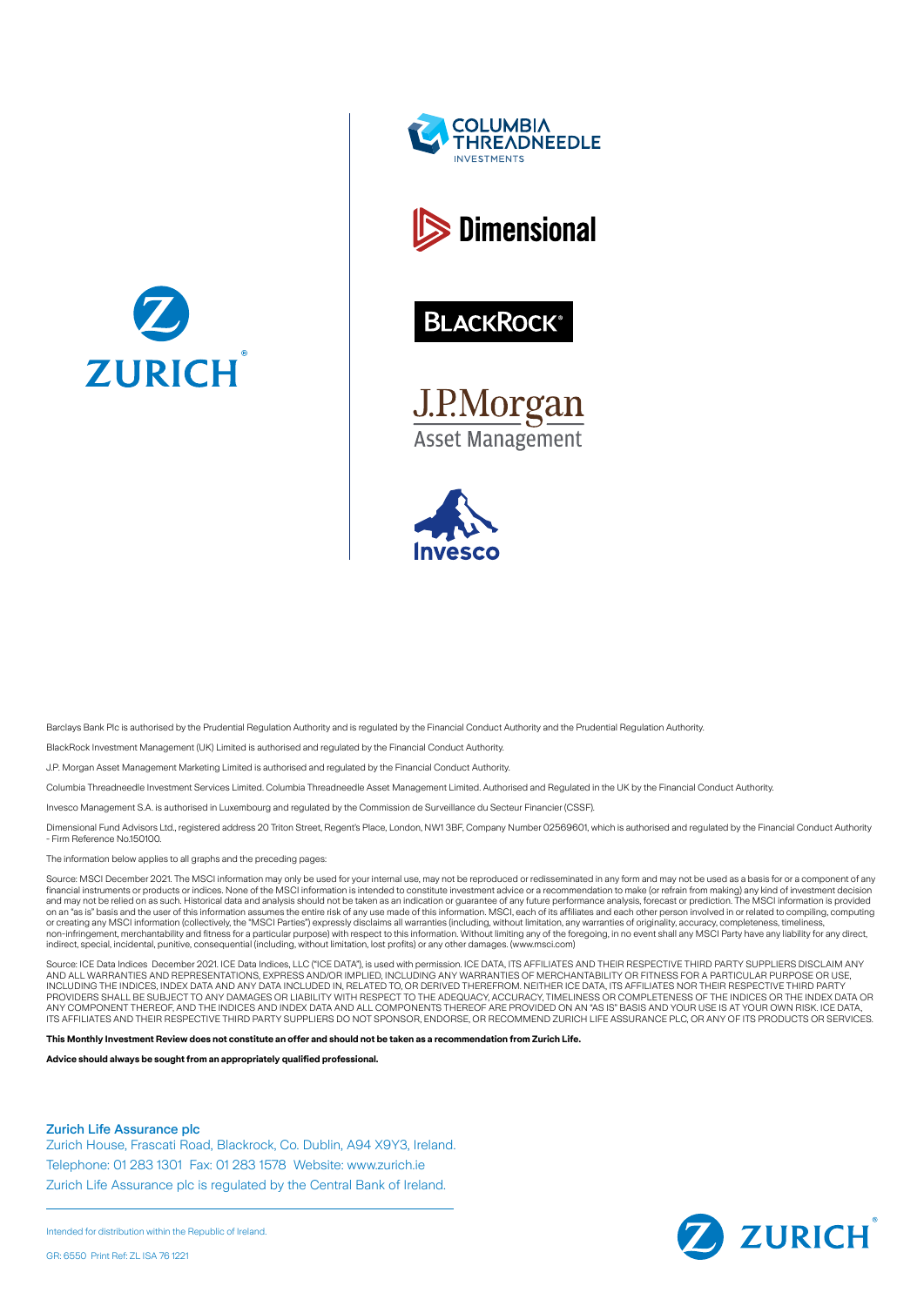Barclays Bank Plc is authorised by the Prudential Regulation Authority and is regulated by the Financial Conduct Authority and the Prudential Regulation Authority.

BlackRock Investment Management (UK) Limited is authorised and regulated by the Financial Conduct Authority.

J.P. Morgan Asset Management Marketing Limited is authorised and regulated by the Financial Conduct Authority.

Columbia Threadneedle Investment Services Limited. Columbia Threadneedle Asset Management Limited. Authorised and Regulated in the UK by the Financial Conduct Authority.

Invesco Management S.A. is authorised in Luxembourg and regulated by the Commission de Surveillance du Secteur Financier (CSSF).

Dimensional Fund Advisors Ltd., registered address 20 Triton Street, Regent's Place, London, NW1 3BF, Company Number 02569601, which is authorised and regulated by the Financial Conduct Authority - Firm Reference No.150100.

The information below applies to all graphs and the preceding pages:

Source: MSCI December 2021. The MSCI information may only be used for your internal use, may not be reproduced or redisseminated in any form and may not be used as a basis for or a component of any financial instruments or products or indices. None of the MSCI information is intended to constitute investment advice or a recommendation to make (or refrain from making) any kind of investment decision and may not be relied on as such. Historical data and analysis should not be taken as an indication or guarantee of any future performance analysis, forecast or prediction. The MSCI information is provided on an "as is" basis and the user of this information assumes the entire risk of any use made of this information. MSCI, each of its affiliates and each other person involved in or related to compiling, computing or creating any MSCI information (collectively, the "MSCI Parties") expressly disclaims all warranties (including, without limitation, any warranties of originality, accuracy, completeness, timeliness, non-infringement, merchantability and fitness for a particular purpose) with respect to this information. Without limiting any of the foregoing, in no event shall any MSCI Party have any liability for any direct, indirect, special, incidental, punitive, consequential (including, without limitation, lost profits) or any other damages. (www.msci.com)

Source: ICE Data Indices December 2021. ICE Data Indices, LLC ("ICE DATA"), is used with permission. ICE DATA, ITS AFFILIATES AND THEIR RESPECTIVE THIRD PARTY SUPPLIERS DISCLAIM ANY AND ALL WARRANTIES AND REPRESENTATIONS, EXPRESS AND/OR IMPLIED, INCLUDING ANY WARRANTIES OF MERCHANTABILITY OR FITNESS FOR A PARTICULAR PURPOSE OR USE, INCLUDING THE INDICES, INDEX DATA AND ANY DATA INCLUDED IN, RELATED TO, OR DERIVED THEREFROM. NEITHER ICE DATA, ITS AFFILIATES NOR THEIR RESPECTIVE THIRD PARTY PROVIDERS SHALL BE SUBJECT TO ANY DAMAGES OR LIABILITY WITH RESPECT TO THE ADEQUACY, ACCURACY, TIMELINESS OR COMPLETENESS OF THE INDICES OR THE INDEX DATA OR ANY COMPONENT THEREOF, AND THE INDICES AND INDEX DATA AND ALL COMPONENTS THEREOF ARE PROVIDED ON AN "AS IS" BASIS AND YOUR USE IS AT YOUR OWN RISK. ICE DATA, ITS AFFILIATES AND THEIR RESPECTIVE THIRD PARTY SUPPLIERS DO NOT SPONSOR, ENDORSE, OR RECOMMEND ZURICH LIFE ASSURANCE PLC, OR ANY OF ITS PRODUCTS OR SERVICES.

**This Monthly Investment Review does not constitute an offer and should not be taken as a recommendation from Zurich Life.**

**Advice should always be sought from an appropriately qualified professional.**

**Zurich Life Assurance plc**
Zurich House, Frascati Road, Blackrock, Co. Dublin, A94 X9Y3, Ireland.
Telephone: 01 283 1301 Fax: 01 283 1578 Website: www.zurich.ie
Zurich Life Assurance plc is regulated by the Central Bank of Ireland.

Intended for distribution within the Republic of Ireland.

GR: 6550 Print Ref: ZL ISA 76 1221